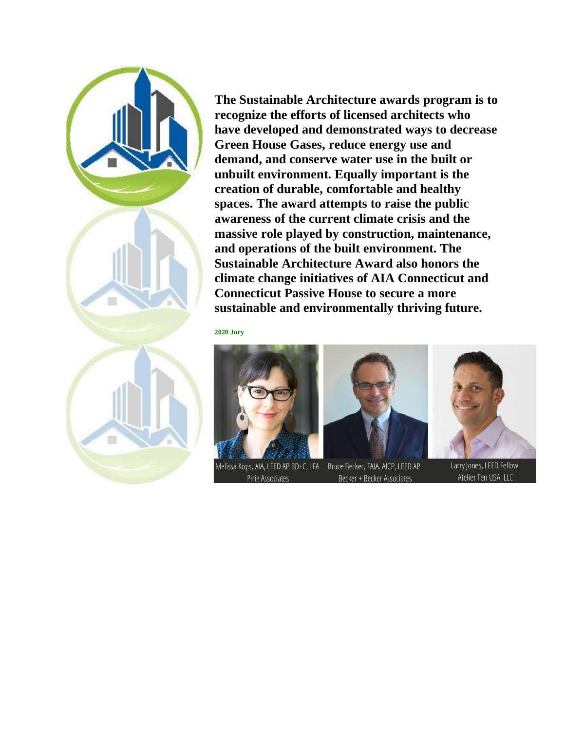**The Sustainable Architecture awards program is to recognize the efforts of licensed architects who have developed and demonstrated ways to decrease Green House Gases, reduce energy use and demand, and conserve water use in the built or unbuilt environment. Equally important is the creation of durable, comfortable and healthy spaces. The award attempts to raise the public awareness of the current climate crisis and the massive role played by construction, maintenance, and operations of the built environment. The Sustainable Architecture Award also honors the climate change initiatives of AIA Connecticut and Connecticut Passive House to secure a more sustainable and environmentally thriving future.**

**2020 Jury**

Melissa Kops, AIA, LEED AP BD+C, LFA
Pirie Associates

Bruce Becker, FAIA, AICP, LEED AP
Becker + Becker Associates

Larry Jones, LEED Fellow
Atelier Ten USA, LLC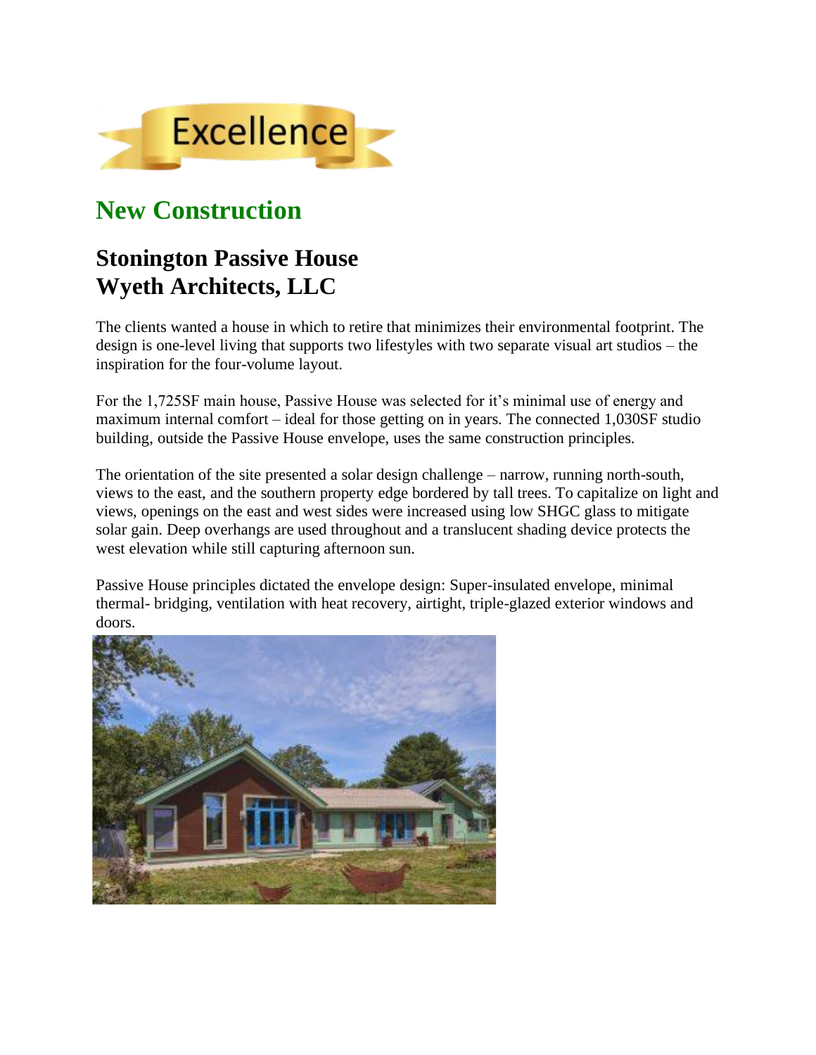Excellence

## New Construction

## Stonington Passive House
## Wyeth Architects, LLC

The clients wanted a house in which to retire that minimizes their environmental footprint. The design is one-level living that supports two lifestyles with two separate visual art studios – the inspiration for the four-volume layout.

For the 1,725SF main house, Passive House was selected for it's minimal use of energy and maximum internal comfort – ideal for those getting on in years. The connected 1,030SF studio building, outside the Passive House envelope, uses the same construction principles.

The orientation of the site presented a solar design challenge – narrow, running north-south, views to the east, and the southern property edge bordered by tall trees. To capitalize on light and views, openings on the east and west sides were increased using low SHGC glass to mitigate solar gain. Deep overhangs are used throughout and a translucent shading device protects the west elevation while still capturing afternoon sun.

Passive House principles dictated the envelope design: Super-insulated envelope, minimal thermal- bridging, ventilation with heat recovery, airtight, triple-glazed exterior windows and doors.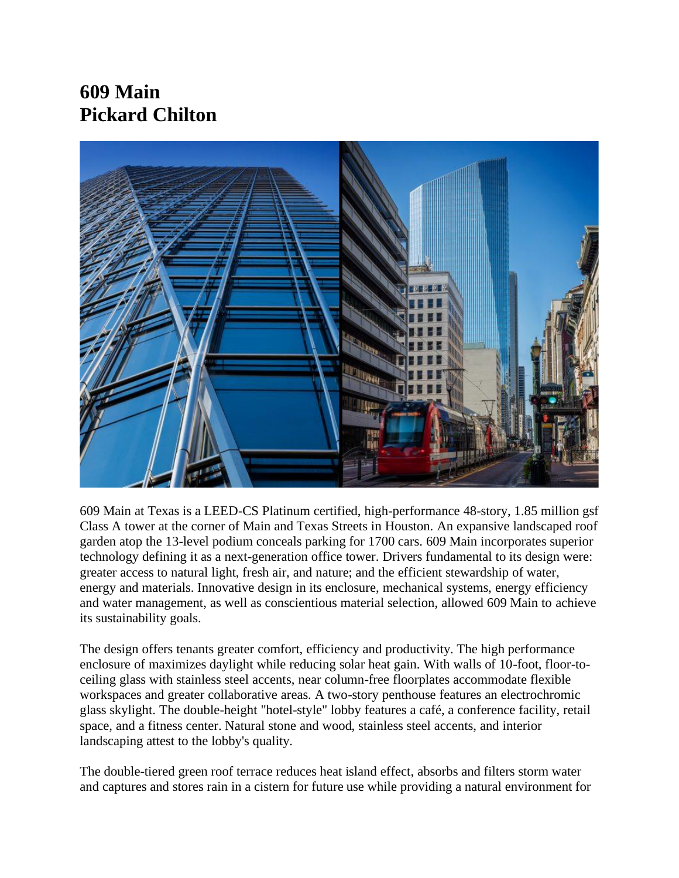# 609 Main
# Pickard Chilton

609 Main at Texas is a LEED-CS Platinum certified, high-performance 48-story, 1.85 million gsf Class A tower at the corner of Main and Texas Streets in Houston. An expansive landscaped roof garden atop the 13-level podium conceals parking for 1700 cars. 609 Main incorporates superior technology defining it as a next-generation office tower. Drivers fundamental to its design were: greater access to natural light, fresh air, and nature; and the efficient stewardship of water, energy and materials. Innovative design in its enclosure, mechanical systems, energy efficiency and water management, as well as conscientious material selection, allowed 609 Main to achieve its sustainability goals.

The design offers tenants greater comfort, efficiency and productivity. The high performance enclosure of maximizes daylight while reducing solar heat gain. With walls of 10-foot, floor-to-ceiling glass with stainless steel accents, near column-free floorplates accommodate flexible workspaces and greater collaborative areas. A two-story penthouse features an electrochromic glass skylight. The double-height "hotel-style" lobby features a café, a conference facility, retail space, and a fitness center. Natural stone and wood, stainless steel accents, and interior landscaping attest to the lobby's quality.

The double-tiered green roof terrace reduces heat island effect, absorbs and filters storm water and captures and stores rain in a cistern for future use while providing a natural environment for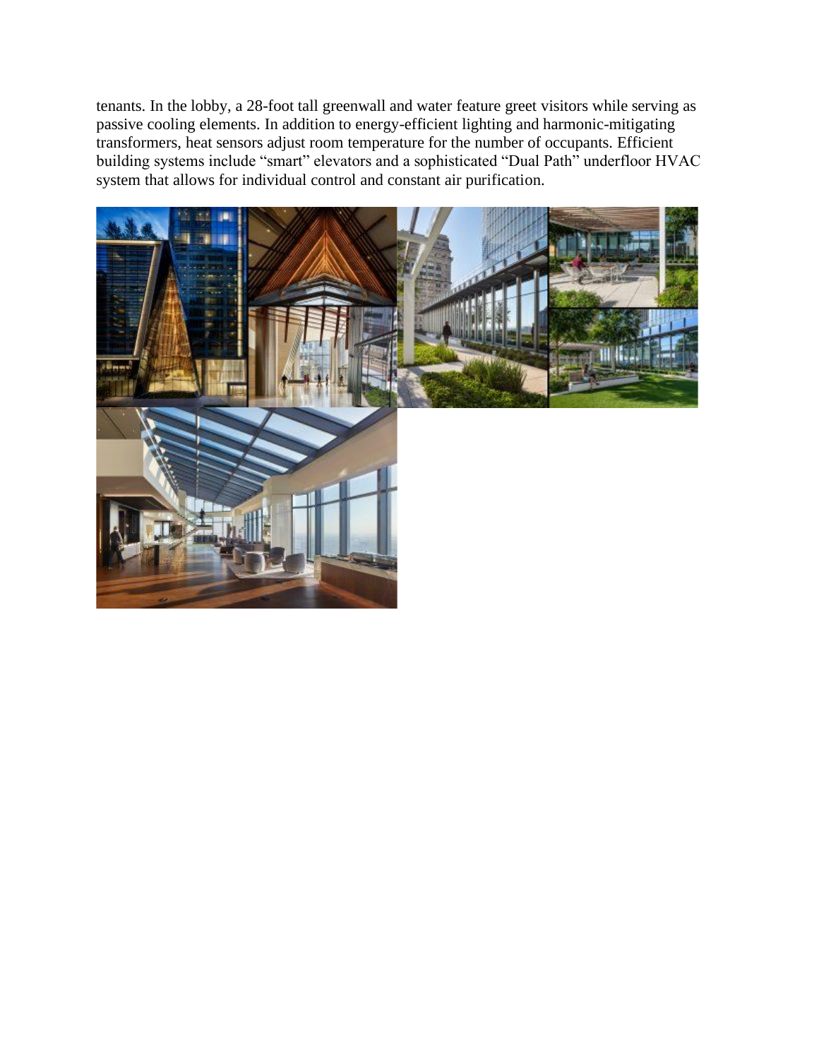tenants. In the lobby, a 28-foot tall greenwall and water feature greet visitors while serving as passive cooling elements. In addition to energy-efficient lighting and harmonic-mitigating transformers, heat sensors adjust room temperature for the number of occupants. Efficient building systems include "smart" elevators and a sophisticated "Dual Path" underfloor HVAC system that allows for individual control and constant air purification.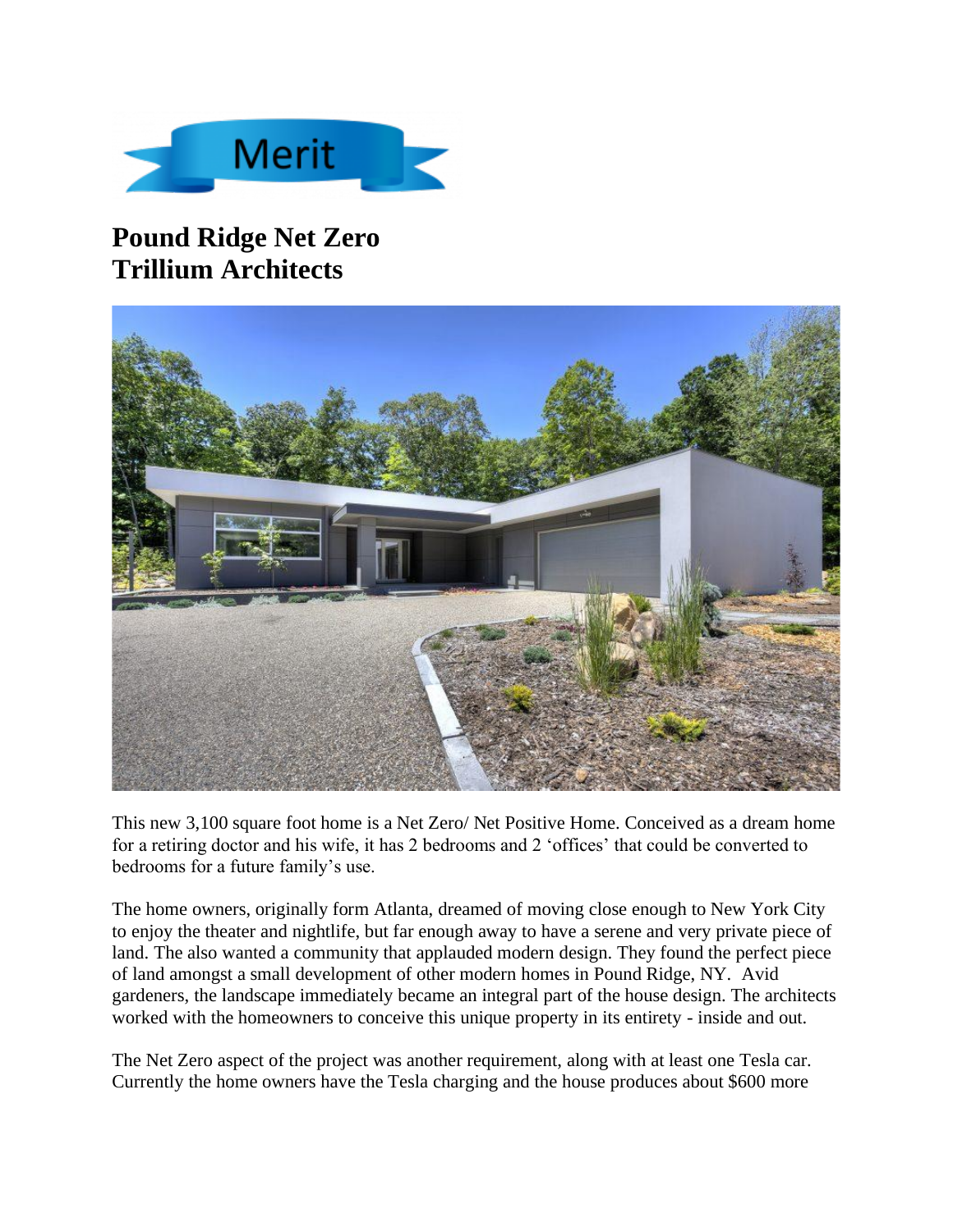Merit

# Pound Ridge Net Zero
# Trillium Architects

This new 3,100 square foot home is a Net Zero/ Net Positive Home. Conceived as a dream home for a retiring doctor and his wife, it has 2 bedrooms and 2 'offices' that could be converted to bedrooms for a future family's use.

The home owners, originally form Atlanta, dreamed of moving close enough to New York City to enjoy the theater and nightlife, but far enough away to have a serene and very private piece of land. The also wanted a community that applauded modern design. They found the perfect piece of land amongst a small development of other modern homes in Pound Ridge, NY. Avid gardeners, the landscape immediately became an integral part of the house design. The architects worked with the homeowners to conceive this unique property in its entirety - inside and out.

The Net Zero aspect of the project was another requirement, along with at least one Tesla car. Currently the home owners have the Tesla charging and the house produces about $600 more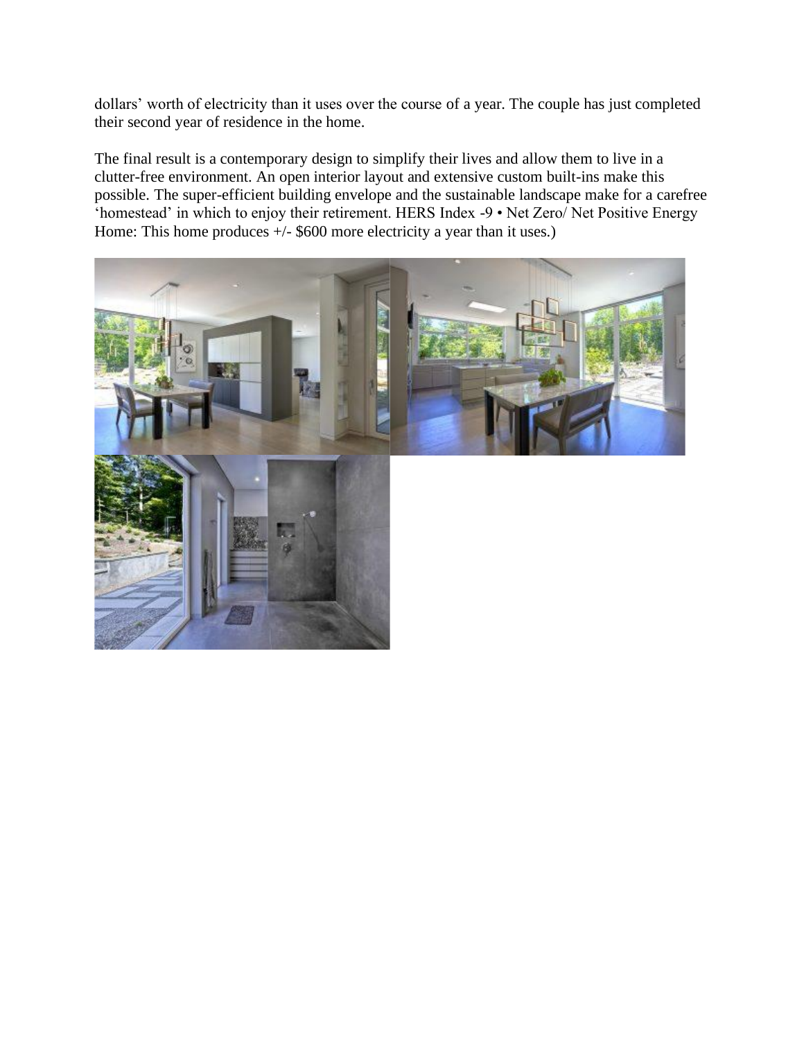dollars' worth of electricity than it uses over the course of a year. The couple has just completed their second year of residence in the home.

The final result is a contemporary design to simplify their lives and allow them to live in a clutter-free environment. An open interior layout and extensive custom built-ins make this possible. The super-efficient building envelope and the sustainable landscape make for a carefree 'homestead' in which to enjoy their retirement. HERS Index -9 • Net Zero/ Net Positive Energy Home: This home produces +/- $600 more electricity a year than it uses.)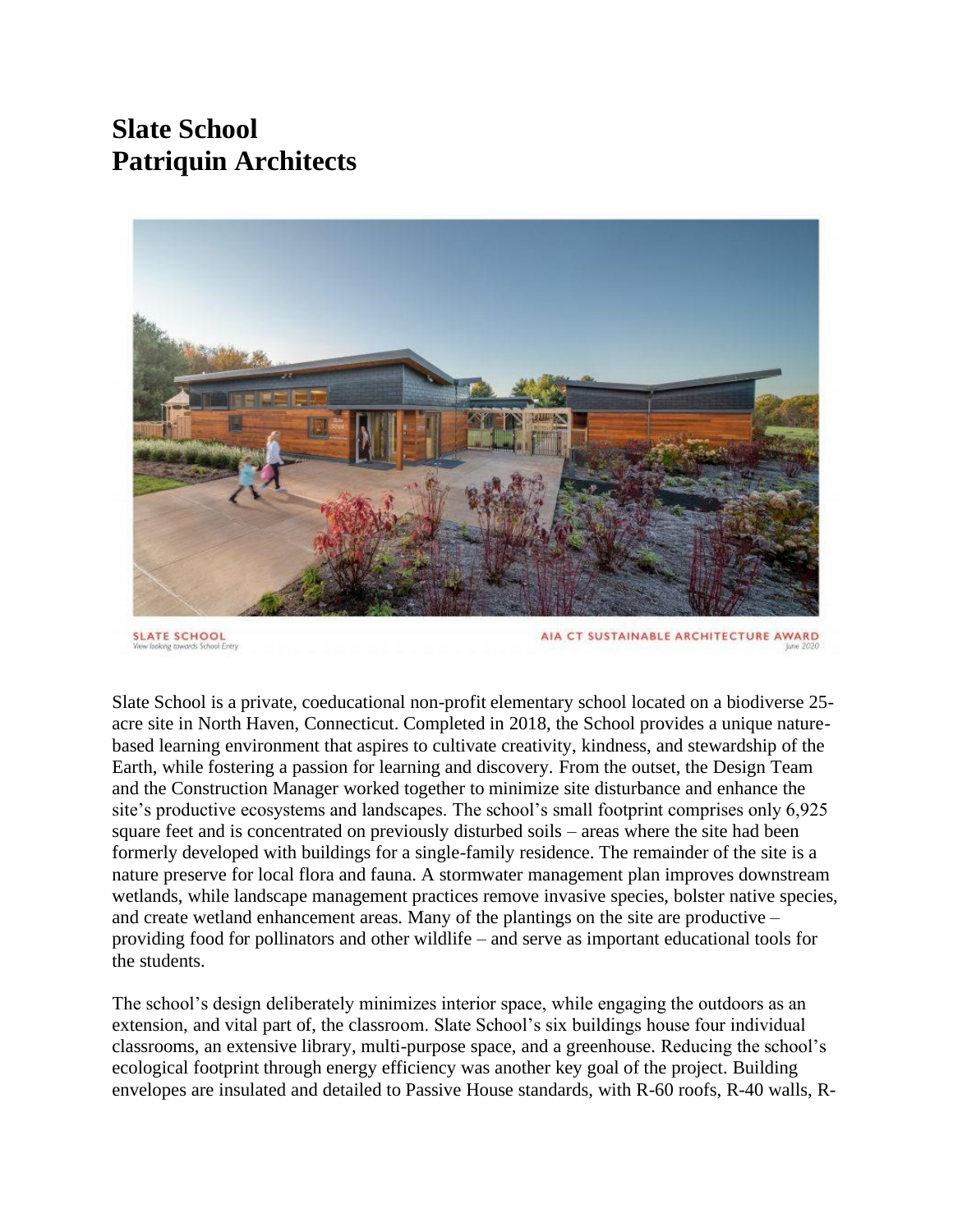# Slate School
# Patriquin Architects

SLATE SCHOOL
View looking towards School Entry

AIA CT SUSTAINABLE ARCHITECTURE AWARD
June 2020

Slate School is a private, coeducational non-profit elementary school located on a biodiverse 25-acre site in North Haven, Connecticut. Completed in 2018, the School provides a unique nature-based learning environment that aspires to cultivate creativity, kindness, and stewardship of the Earth, while fostering a passion for learning and discovery. From the outset, the Design Team and the Construction Manager worked together to minimize site disturbance and enhance the site's productive ecosystems and landscapes. The school's small footprint comprises only 6,925 square feet and is concentrated on previously disturbed soils – areas where the site had been formerly developed with buildings for a single-family residence. The remainder of the site is a nature preserve for local flora and fauna. A stormwater management plan improves downstream wetlands, while landscape management practices remove invasive species, bolster native species, and create wetland enhancement areas. Many of the plantings on the site are productive – providing food for pollinators and other wildlife – and serve as important educational tools for the students.

The school's design deliberately minimizes interior space, while engaging the outdoors as an extension, and vital part of, the classroom. Slate School's six buildings house four individual classrooms, an extensive library, multi-purpose space, and a greenhouse. Reducing the school's ecological footprint through energy efficiency was another key goal of the project. Building envelopes are insulated and detailed to Passive House standards, with R-60 roofs, R-40 walls, R-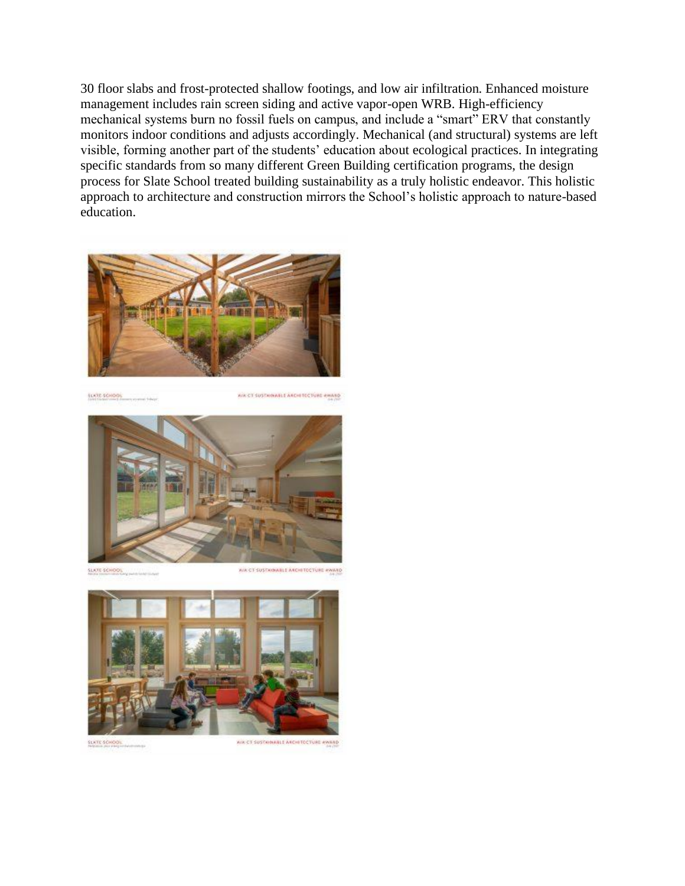30 floor slabs and frost-protected shallow footings, and low air infiltration. Enhanced moisture management includes rain screen siding and active vapor-open WRB. High-efficiency mechanical systems burn no fossil fuels on campus, and include a "smart" ERV that constantly monitors indoor conditions and adjusts accordingly. Mechanical (and structural) systems are left visible, forming another part of the students' education about ecological practices. In integrating specific standards from so many different Green Building certification programs, the design process for Slate School treated building sustainability as a truly holistic endeavor. This holistic approach to architecture and construction mirrors the School's holistic approach to nature-based education.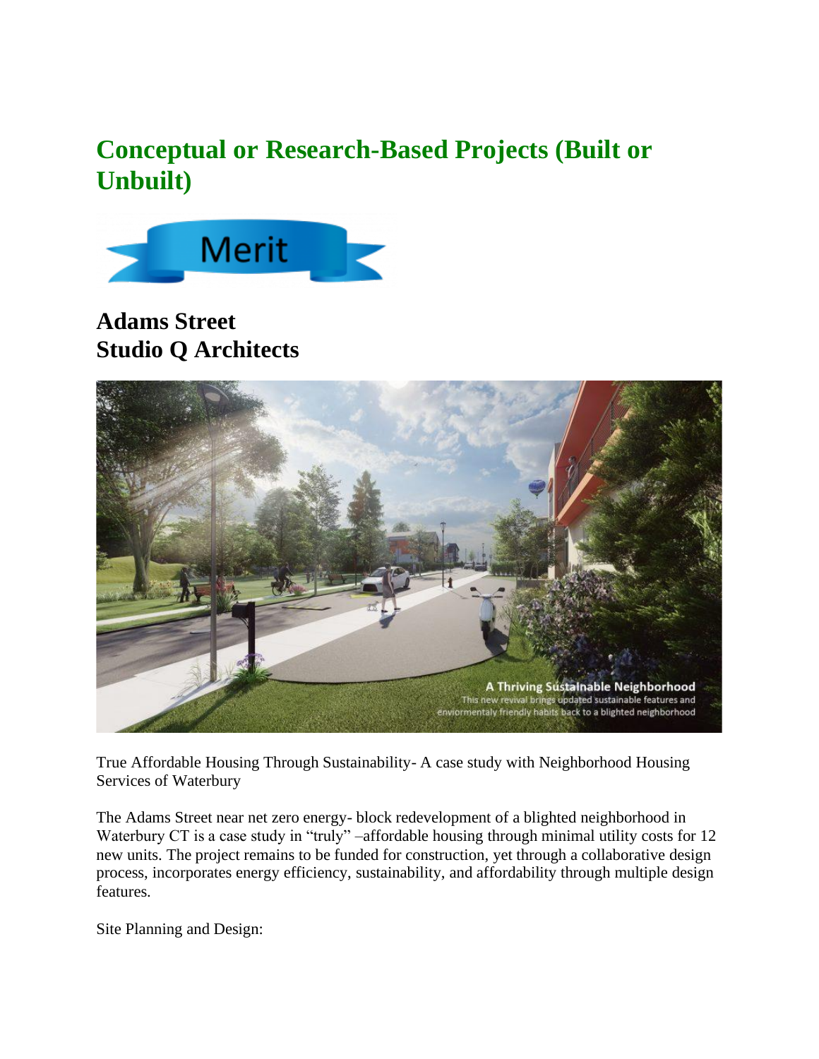## Conceptual or Research-Based Projects (Built or Unbuilt)

Merit

### Adams Street
### Studio Q Architects

A Thriving Sustainable Neighborhood
This new revival brings updated sustainable features and enviormentaly friendly habits back to a blighted neighborhood

True Affordable Housing Through Sustainability- A case study with Neighborhood Housing Services of Waterbury

The Adams Street near net zero energy- block redevelopment of a blighted neighborhood in Waterbury CT is a case study in "truly" –affordable housing through minimal utility costs for 12 new units. The project remains to be funded for construction, yet through a collaborative design process, incorporates energy efficiency, sustainability, and affordability through multiple design features.

Site Planning and Design: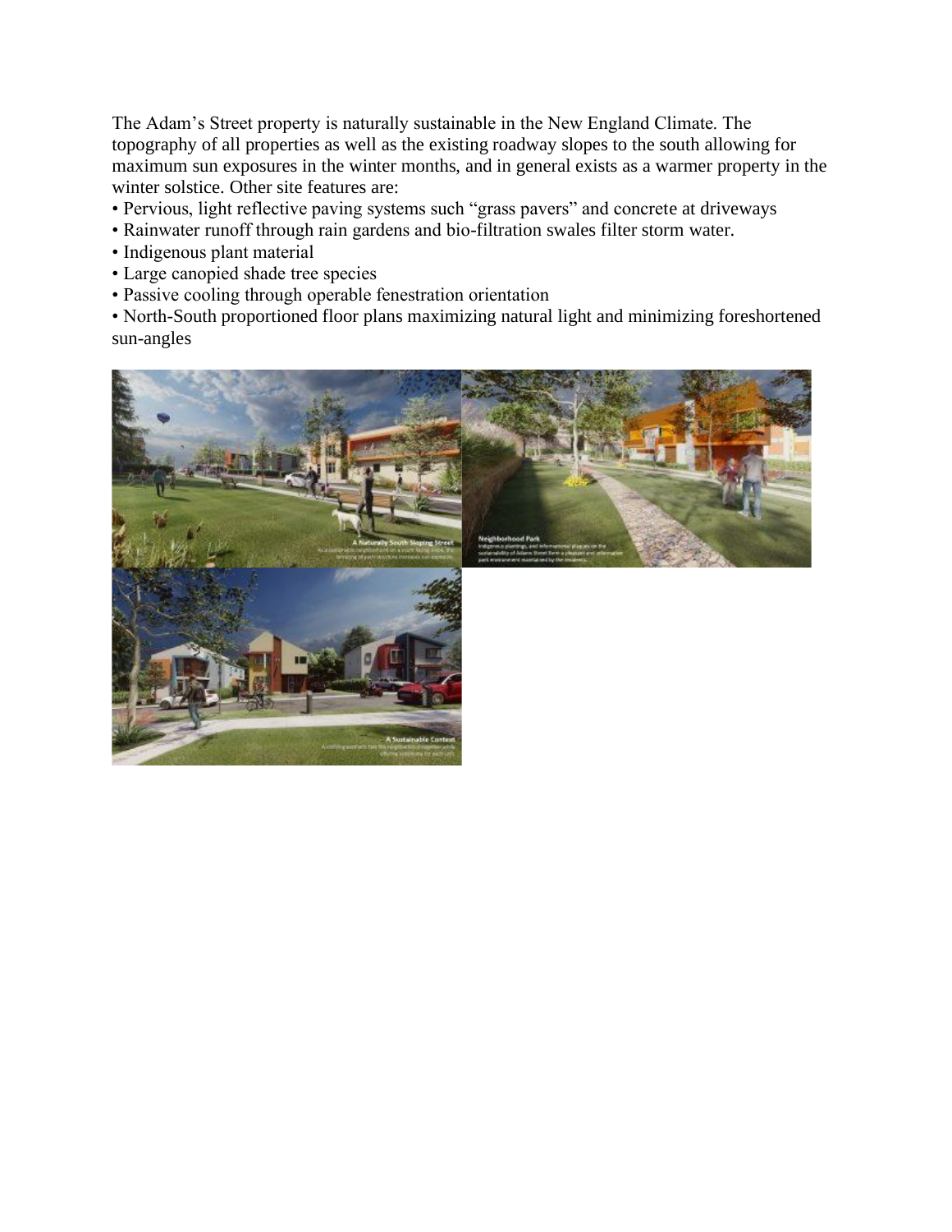The Adam's Street property is naturally sustainable in the New England Climate. The topography of all properties as well as the existing roadway slopes to the south allowing for maximum sun exposures in the winter months, and in general exists as a warmer property in the winter solstice. Other site features are:

- Pervious, light reflective paving systems such "grass pavers" and concrete at driveways
- Rainwater runoff through rain gardens and bio-filtration swales filter storm water.
- Indigenous plant material
- Large canopied shade tree species
- Passive cooling through operable fenestration orientation
- North-South proportioned floor plans maximizing natural light and minimizing foreshortened sun-angles